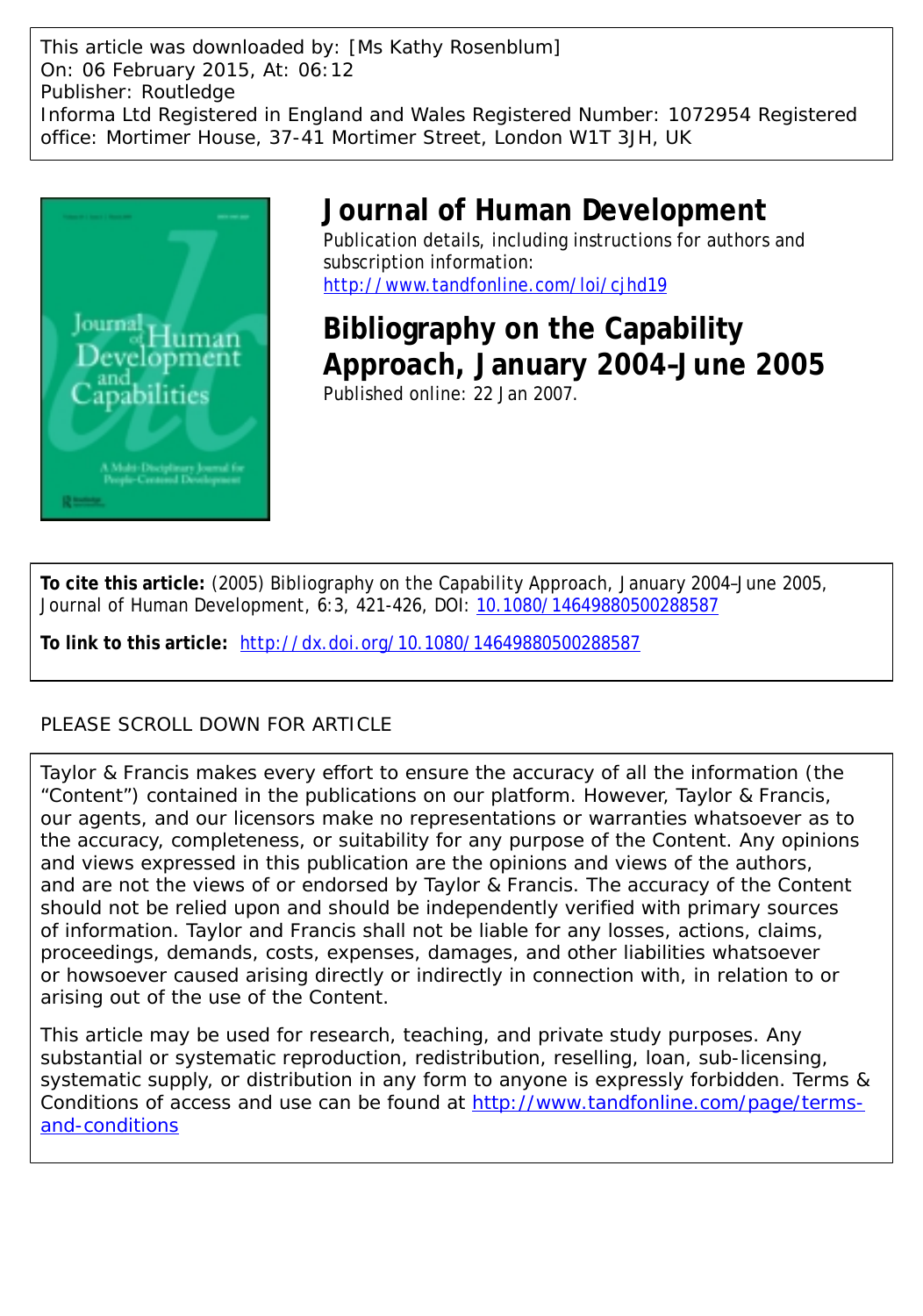This article was downloaded by: [Ms Kathy Rosenblum]
On: 06 February 2015, At: 06:12
Publisher: Routledge
Informa Ltd Registered in England and Wales Registered Number: 1072954 Registered office: Mortimer House, 37-41 Mortimer Street, London W1T 3JH, UK

# Journal of Human Development

Publication details, including instructions for authors and subscription information:
http://www.tandfonline.com/loi/cjhd19

## Bibliography on the Capability Approach, January 2004–June 2005

Published online: 22 Jan 2007.

**To cite this article:** (2005) Bibliography on the Capability Approach, January 2004–June 2005, Journal of Human Development, 6:3, 421-426, DOI: 10.1080/14649880500288587

**To link to this article:** http://dx.doi.org/10.1080/14649880500288587

PLEASE SCROLL DOWN FOR ARTICLE

Taylor & Francis makes every effort to ensure the accuracy of all the information (the "Content") contained in the publications on our platform. However, Taylor & Francis, our agents, and our licensors make no representations or warranties whatsoever as to the accuracy, completeness, or suitability for any purpose of the Content. Any opinions and views expressed in this publication are the opinions and views of the authors, and are not the views of or endorsed by Taylor & Francis. The accuracy of the Content should not be relied upon and should be independently verified with primary sources of information. Taylor and Francis shall not be liable for any losses, actions, claims, proceedings, demands, costs, expenses, damages, and other liabilities whatsoever or howsoever caused arising directly or indirectly in connection with, in relation to or arising out of the use of the Content.

This article may be used for research, teaching, and private study purposes. Any substantial or systematic reproduction, redistribution, reselling, loan, sub-licensing, systematic supply, or distribution in any form to anyone is expressly forbidden. Terms & Conditions of access and use can be found at http://www.tandfonline.com/page/terms-and-conditions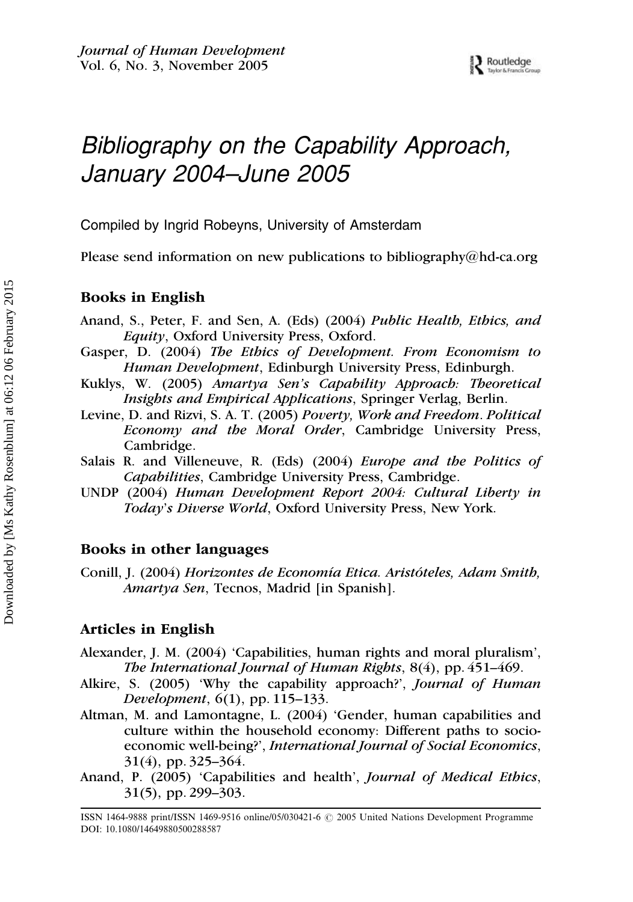# Bibliography on the Capability Approach, January 2004–June 2005

Compiled by Ingrid Robeyns, University of Amsterdam

Please send information on new publications to bibliography@hd-ca.org

## Books in English

Anand, S., Peter, F. and Sen, A. (Eds) (2004) *Public Health, Ethics, and Equity*, Oxford University Press, Oxford.

Gasper, D. (2004) *The Ethics of Development. From Economism to Human Development*, Edinburgh University Press, Edinburgh.

Kuklys, W. (2005) *Amartya Sen's Capability Approach: Theoretical Insights and Empirical Applications*, Springer Verlag, Berlin.

Levine, D. and Rizvi, S. A. T. (2005) *Poverty, Work and Freedom. Political Economy and the Moral Order*, Cambridge University Press, Cambridge.

Salais R. and Villeneuve, R. (Eds) (2004) *Europe and the Politics of Capabilities*, Cambridge University Press, Cambridge.

UNDP (2004) *Human Development Report 2004: Cultural Liberty in Today's Diverse World*, Oxford University Press, New York.

## Books in other languages

Conill, J. (2004) *Horizontes de Economía Etica. Aristóteles, Adam Smith, Amartya Sen*, Tecnos, Madrid [in Spanish].

## Articles in English

Alexander, J. M. (2004) 'Capabilities, human rights and moral pluralism', *The International Journal of Human Rights*, 8(4), pp. 451–469.

Alkire, S. (2005) 'Why the capability approach?', *Journal of Human Development*, 6(1), pp. 115–133.

Altman, M. and Lamontagne, L. (2004) 'Gender, human capabilities and culture within the household economy: Different paths to socio-economic well-being?', *International Journal of Social Economics*, 31(4), pp. 325–364.

Anand, P. (2005) 'Capabilities and health', *Journal of Medical Ethics*, 31(5), pp. 299–303.

ISSN 1464-9888 print/ISSN 1469-9516 online/05/030421-6 © 2005 United Nations Development Programme
DOI: 10.1080/14649880500288587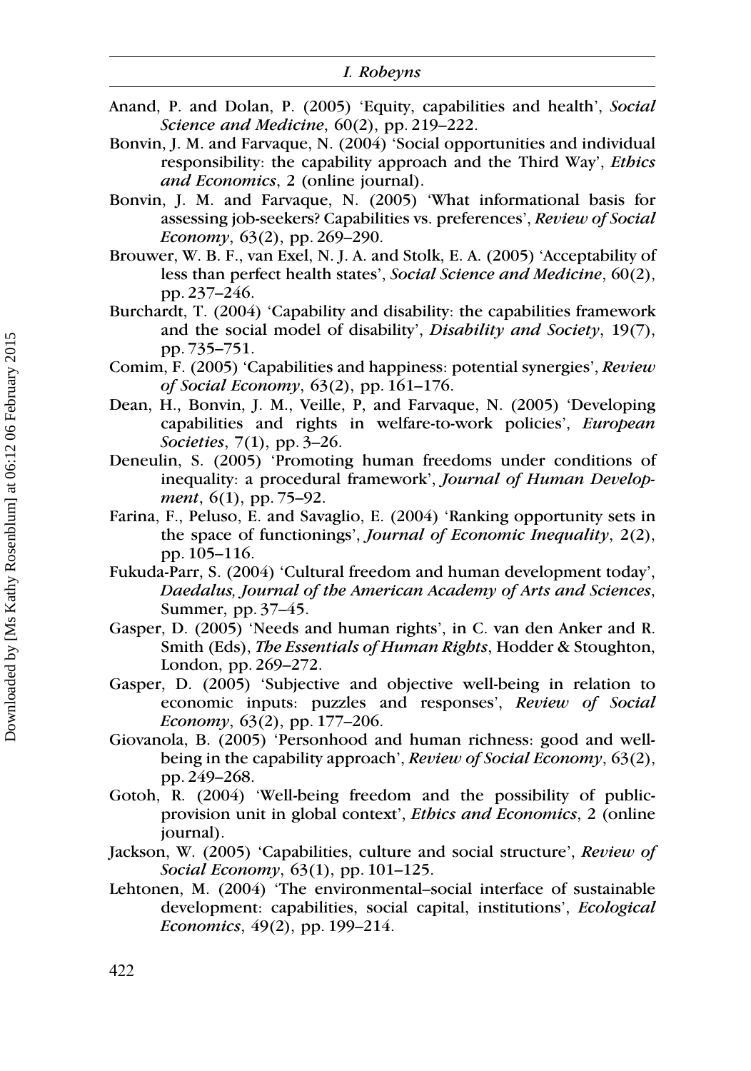Anand, P. and Dolan, P. (2005) 'Equity, capabilities and health', *Social Science and Medicine*, 60(2), pp. 219–222.

Bonvin, J. M. and Farvaque, N. (2004) 'Social opportunities and individual responsibility: the capability approach and the Third Way', *Ethics and Economics*, 2 (online journal).

Bonvin, J. M. and Farvaque, N. (2005) 'What informational basis for assessing job-seekers? Capabilities vs. preferences', *Review of Social Economy*, 63(2), pp. 269–290.

Brouwer, W. B. F., van Exel, N. J. A. and Stolk, E. A. (2005) 'Acceptability of less than perfect health states', *Social Science and Medicine*, 60(2), pp. 237–246.

Burchardt, T. (2004) 'Capability and disability: the capabilities framework and the social model of disability', *Disability and Society*, 19(7), pp. 735–751.

Comim, F. (2005) 'Capabilities and happiness: potential synergies', *Review of Social Economy*, 63(2), pp. 161–176.

Dean, H., Bonvin, J. M., Veille, P, and Farvaque, N. (2005) 'Developing capabilities and rights in welfare-to-work policies', *European Societies*, 7(1), pp. 3–26.

Deneulin, S. (2005) 'Promoting human freedoms under conditions of inequality: a procedural framework', *Journal of Human Development*, 6(1), pp. 75–92.

Farina, F., Peluso, E. and Savaglio, E. (2004) 'Ranking opportunity sets in the space of functionings', *Journal of Economic Inequality*, 2(2), pp. 105–116.

Fukuda-Parr, S. (2004) 'Cultural freedom and human development today', *Daedalus, Journal of the American Academy of Arts and Sciences*, Summer, pp. 37–45.

Gasper, D. (2005) 'Needs and human rights', in C. van den Anker and R. Smith (Eds), *The Essentials of Human Rights*, Hodder & Stoughton, London, pp. 269–272.

Gasper, D. (2005) 'Subjective and objective well-being in relation to economic inputs: puzzles and responses', *Review of Social Economy*, 63(2), pp. 177–206.

Giovanola, B. (2005) 'Personhood and human richness: good and well-being in the capability approach', *Review of Social Economy*, 63(2), pp. 249–268.

Gotoh, R. (2004) 'Well-being freedom and the possibility of public-provision unit in global context', *Ethics and Economics*, 2 (online journal).

Jackson, W. (2005) 'Capabilities, culture and social structure', *Review of Social Economy*, 63(1), pp. 101–125.

Lehtonen, M. (2004) 'The environmental–social interface of sustainable development: capabilities, social capital, institutions', *Ecological Economics*, 49(2), pp. 199–214.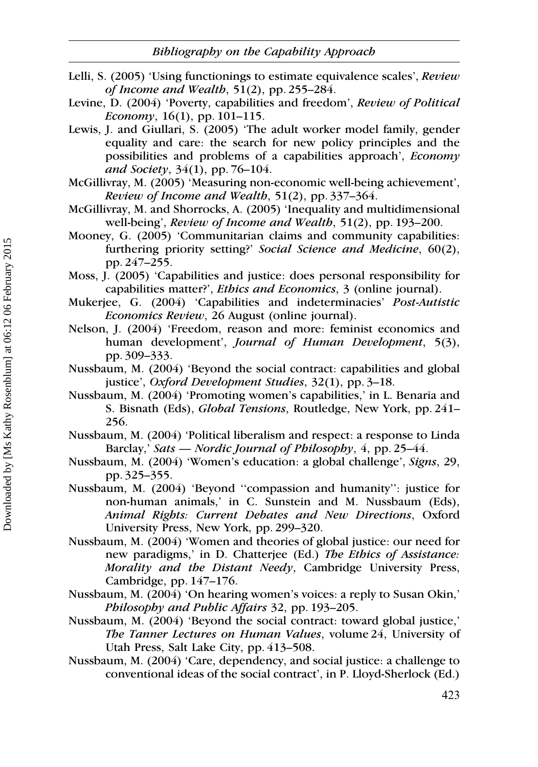Lelli, S. (2005) 'Using functionings to estimate equivalence scales', *Review of Income and Wealth*, 51(2), pp. 255–284.

Levine, D. (2004) 'Poverty, capabilities and freedom', *Review of Political Economy*, 16(1), pp. 101–115.

Lewis, J. and Giullari, S. (2005) 'The adult worker model family, gender equality and care: the search for new policy principles and the possibilities and problems of a capabilities approach', *Economy and Society*, 34(1), pp. 76–104.

McGillivray, M. (2005) 'Measuring non-economic well-being achievement', *Review of Income and Wealth*, 51(2), pp. 337–364.

McGillivray, M. and Shorrocks, A. (2005) 'Inequality and multidimensional well-being', *Review of Income and Wealth*, 51(2), pp. 193–200.

Mooney, G. (2005) 'Communitarian claims and community capabilities: furthering priority setting?' *Social Science and Medicine*, 60(2), pp. 247–255.

Moss, J. (2005) 'Capabilities and justice: does personal responsibility for capabilities matter?', *Ethics and Economics*, 3 (online journal).

Mukerjee, G. (2004) 'Capabilities and indeterminacies' *Post-Autistic Economics Review*, 26 August (online journal).

Nelson, J. (2004) 'Freedom, reason and more: feminist economics and human development', *Journal of Human Development*, 5(3), pp. 309–333.

Nussbaum, M. (2004) 'Beyond the social contract: capabilities and global justice', *Oxford Development Studies*, 32(1), pp. 3–18.

Nussbaum, M. (2004) 'Promoting women's capabilities,' in L. Benaria and S. Bisnath (Eds), *Global Tensions*, Routledge, New York, pp. 241–256.

Nussbaum, M. (2004) 'Political liberalism and respect: a response to Linda Barclay,' *Sats — Nordic Journal of Philosophy*, 4, pp. 25–44.

Nussbaum, M. (2004) 'Women's education: a global challenge', *Signs*, 29, pp. 325–355.

Nussbaum, M. (2004) 'Beyond ''compassion and humanity'': justice for non-human animals,' in C. Sunstein and M. Nussbaum (Eds), *Animal Rights: Current Debates and New Directions*, Oxford University Press, New York, pp. 299–320.

Nussbaum, M. (2004) 'Women and theories of global justice: our need for new paradigms,' in D. Chatterjee (Ed.) *The Ethics of Assistance: Morality and the Distant Needy*, Cambridge University Press, Cambridge, pp. 147–176.

Nussbaum, M. (2004) 'On hearing women's voices: a reply to Susan Okin,' *Philosophy and Public Affairs* 32, pp. 193–205.

Nussbaum, M. (2004) 'Beyond the social contract: toward global justice,' *The Tanner Lectures on Human Values*, volume 24, University of Utah Press, Salt Lake City, pp. 413–508.

Nussbaum, M. (2004) 'Care, dependency, and social justice: a challenge to conventional ideas of the social contract', in P. Lloyd-Sherlock (Ed.)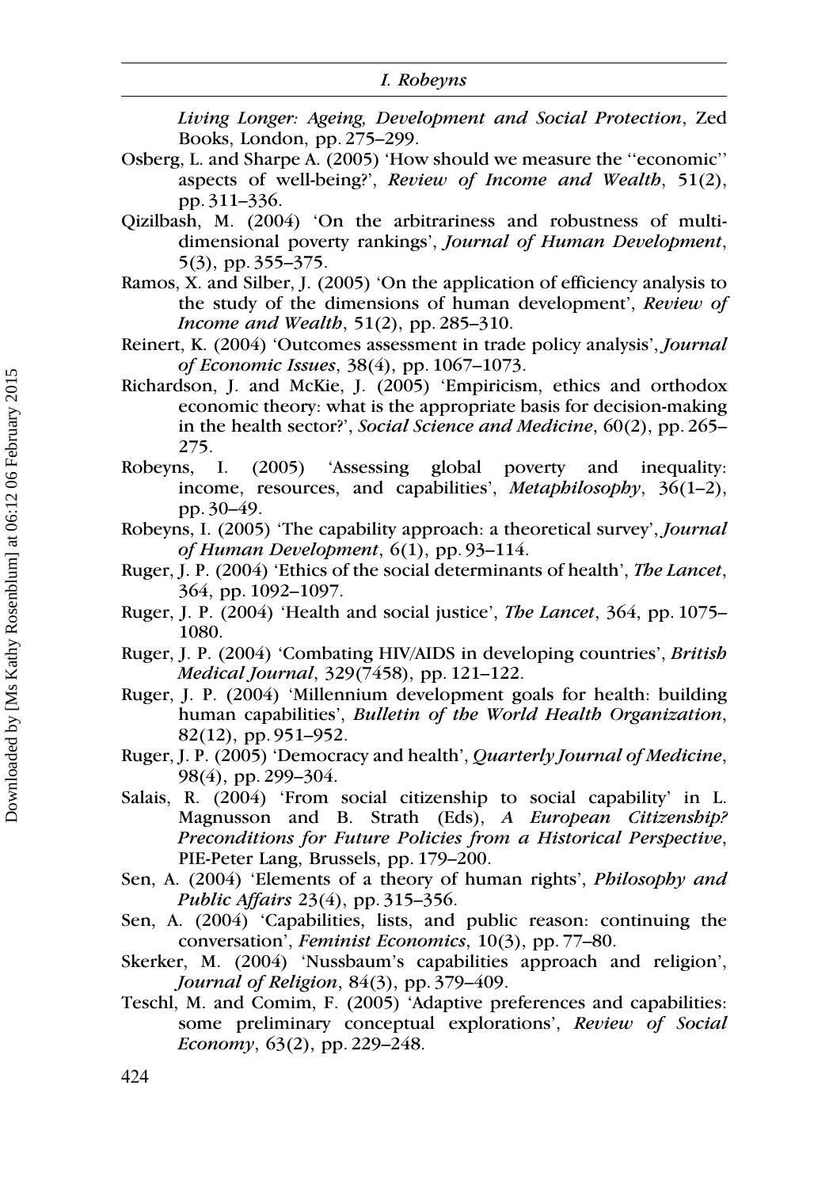*Living Longer: Ageing, Development and Social Protection*, Zed Books, London, pp. 275–299.

Osberg, L. and Sharpe A. (2005) 'How should we measure the ''economic'' aspects of well-being?', *Review of Income and Wealth*, 51(2), pp. 311–336.

Qizilbash, M. (2004) 'On the arbitrariness and robustness of multi-dimensional poverty rankings', *Journal of Human Development*, 5(3), pp. 355–375.

Ramos, X. and Silber, J. (2005) 'On the application of efficiency analysis to the study of the dimensions of human development', *Review of Income and Wealth*, 51(2), pp. 285–310.

Reinert, K. (2004) 'Outcomes assessment in trade policy analysis', *Journal of Economic Issues*, 38(4), pp. 1067–1073.

Richardson, J. and McKie, J. (2005) 'Empiricism, ethics and orthodox economic theory: what is the appropriate basis for decision-making in the health sector?', *Social Science and Medicine*, 60(2), pp. 265–275.

Robeyns, I. (2005) 'Assessing global poverty and inequality: income, resources, and capabilities', *Metaphilosophy*, 36(1–2), pp. 30–49.

Robeyns, I. (2005) 'The capability approach: a theoretical survey', *Journal of Human Development*, 6(1), pp. 93–114.

Ruger, J. P. (2004) 'Ethics of the social determinants of health', *The Lancet*, 364, pp. 1092–1097.

Ruger, J. P. (2004) 'Health and social justice', *The Lancet*, 364, pp. 1075–1080.

Ruger, J. P. (2004) 'Combating HIV/AIDS in developing countries', *British Medical Journal*, 329(7458), pp. 121–122.

Ruger, J. P. (2004) 'Millennium development goals for health: building human capabilities', *Bulletin of the World Health Organization*, 82(12), pp. 951–952.

Ruger, J. P. (2005) 'Democracy and health', *Quarterly Journal of Medicine*, 98(4), pp. 299–304.

Salais, R. (2004) 'From social citizenship to social capability' in L. Magnusson and B. Strath (Eds), *A European Citizenship? Preconditions for Future Policies from a Historical Perspective*, PIE-Peter Lang, Brussels, pp. 179–200.

Sen, A. (2004) 'Elements of a theory of human rights', *Philosophy and Public Affairs* 23(4), pp. 315–356.

Sen, A. (2004) 'Capabilities, lists, and public reason: continuing the conversation', *Feminist Economics*, 10(3), pp. 77–80.

Skerker, M. (2004) 'Nussbaum's capabilities approach and religion', *Journal of Religion*, 84(3), pp. 379–409.

Teschl, M. and Comim, F. (2005) 'Adaptive preferences and capabilities: some preliminary conceptual explorations', *Review of Social Economy*, 63(2), pp. 229–248.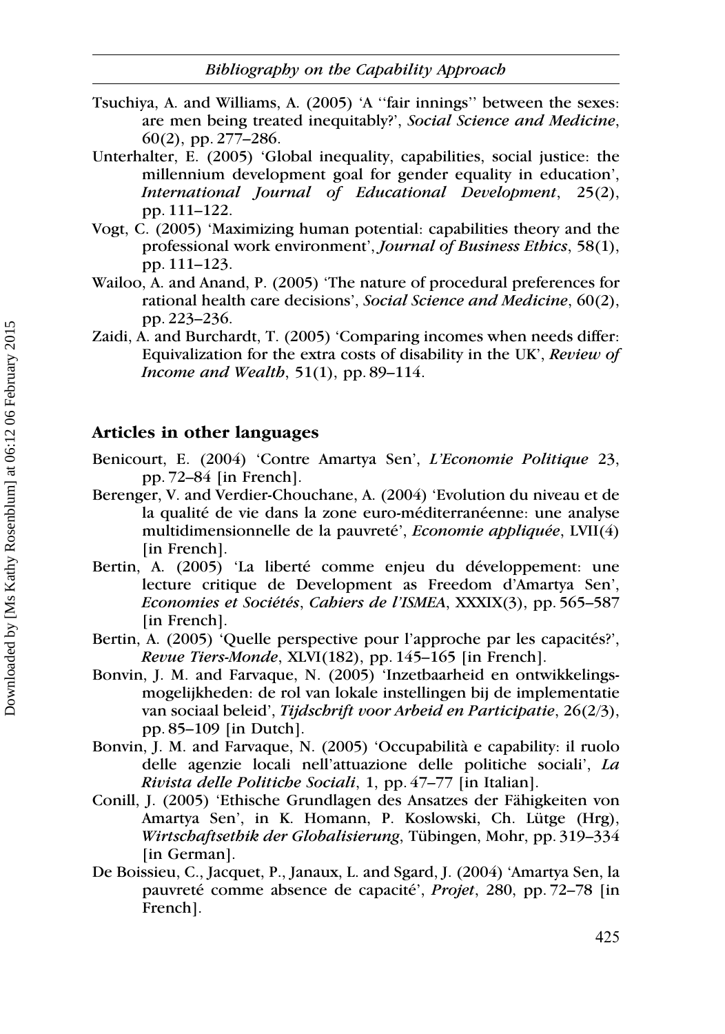Tsuchiya, A. and Williams, A. (2005) 'A ''fair innings'' between the sexes: are men being treated inequitably?', *Social Science and Medicine*, 60(2), pp. 277–286.

Unterhalter, E. (2005) 'Global inequality, capabilities, social justice: the millennium development goal for gender equality in education', *International Journal of Educational Development*, 25(2), pp. 111–122.

Vogt, C. (2005) 'Maximizing human potential: capabilities theory and the professional work environment', *Journal of Business Ethics*, 58(1), pp. 111–123.

Wailoo, A. and Anand, P. (2005) 'The nature of procedural preferences for rational health care decisions', *Social Science and Medicine*, 60(2), pp. 223–236.

Zaidi, A. and Burchardt, T. (2005) 'Comparing incomes when needs differ: Equivalization for the extra costs of disability in the UK', *Review of Income and Wealth*, 51(1), pp. 89–114.

## Articles in other languages

Benicourt, E. (2004) 'Contre Amartya Sen', *L'Economie Politique* 23, pp. 72–84 [in French].

Berenger, V. and Verdier-Chouchane, A. (2004) 'Evolution du niveau et de la qualité de vie dans la zone euro-méditerranéenne: une analyse multidimensionnelle de la pauvreté', *Economie appliquée*, LVII(4) [in French].

Bertin, A. (2005) 'La liberté comme enjeu du développement: une lecture critique de Development as Freedom d'Amartya Sen', *Economies et Sociétés*, *Cahiers de l'ISMEA*, XXXIX(3), pp. 565–587 [in French].

Bertin, A. (2005) 'Quelle perspective pour l'approche par les capacités?', *Revue Tiers-Monde*, XLVI(182), pp. 145–165 [in French].

Bonvin, J. M. and Farvaque, N. (2005) 'Inzetbaarheid en ontwikkelingsmogelijkheden: de rol van lokale instellingen bij de implementatie van sociaal beleid', *Tijdschrift voor Arbeid en Participatie*, 26(2/3), pp. 85–109 [in Dutch].

Bonvin, J. M. and Farvaque, N. (2005) 'Occupabilità e capability: il ruolo delle agenzie locali nell'attuazione delle politiche sociali', *La Rivista delle Politiche Sociali*, 1, pp. 47–77 [in Italian].

Conill, J. (2005) 'Ethische Grundlagen des Ansatzes der Fähigkeiten von Amartya Sen', in K. Homann, P. Koslowski, Ch. Lütge (Hrg), *Wirtschaftsethik der Globalisierung*, Tübingen, Mohr, pp. 319–334 [in German].

De Boissieu, C., Jacquet, P., Janaux, L. and Sgard, J. (2004) 'Amartya Sen, la pauvreté comme absence de capacité', *Projet*, 280, pp. 72–78 [in French].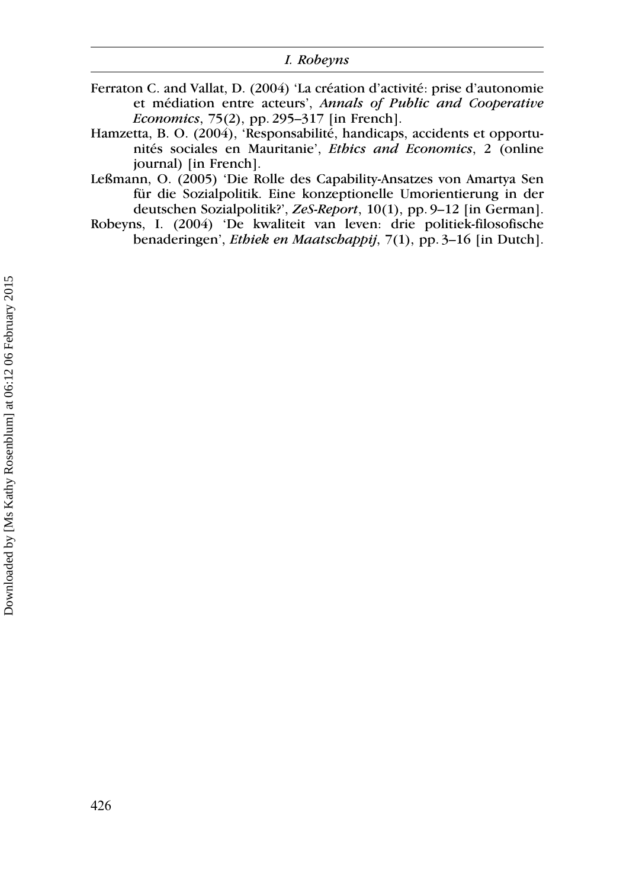Ferraton C. and Vallat, D. (2004) 'La création d'activité: prise d'autonomie et médiation entre acteurs', *Annals of Public and Cooperative Economics*, 75(2), pp. 295–317 [in French].

Hamzetta, B. O. (2004), 'Responsabilité, handicaps, accidents et opportunités sociales en Mauritanie', *Ethics and Economics*, 2 (online journal) [in French].

Leßmann, O. (2005) 'Die Rolle des Capability-Ansatzes von Amartya Sen für die Sozialpolitik. Eine konzeptionelle Umorientierung in der deutschen Sozialpolitik?', *ZeS-Report*, 10(1), pp. 9–12 [in German].

Robeyns, I. (2004) 'De kwaliteit van leven: drie politiek-filosofische benaderingen', *Ethiek en Maatschappij*, 7(1), pp. 3–16 [in Dutch].